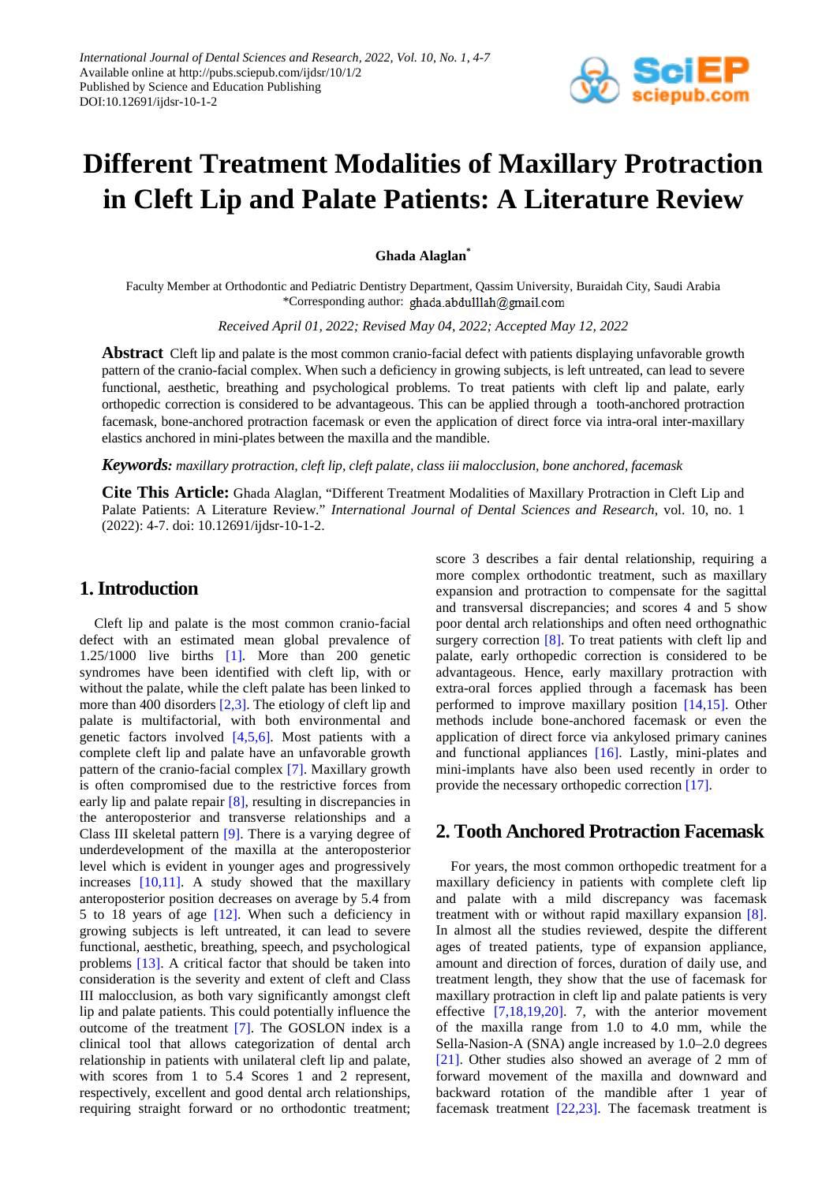# Different Treatment Modalities of Maxillary Protraction in Cleft Lip and Palate Patients: A Literature Review

**Ghada Alaglan***

Faculty Member at Orthodontic and Pediatric Dentistry Department, Qassim University, Buraidah City, Saudi Arabia
*Corresponding author: ghada.abdulllah@gmail.com

*Received April 01, 2022; Revised May 04, 2022; Accepted May 12, 2022*

**Abstract** Cleft lip and palate is the most common cranio-facial defect with patients displaying unfavorable growth pattern of the cranio-facial complex. When such a deficiency in growing subjects, is left untreated, can lead to severe functional, aesthetic, breathing and psychological problems. To treat patients with cleft lip and palate, early orthopedic correction is considered to be advantageous. This can be applied through a tooth-anchored protraction facemask, bone-anchored protraction facemask or even the application of direct force via intra-oral inter-maxillary elastics anchored in mini-plates between the maxilla and the mandible.

***Keywords:*** *maxillary protraction, cleft lip, cleft palate, class iii malocclusion, bone anchored, facemask*

**Cite This Article:** Ghada Alaglan, "Different Treatment Modalities of Maxillary Protraction in Cleft Lip and Palate Patients: A Literature Review." *International Journal of Dental Sciences and Research*, vol. 10, no. 1 (2022): 4-7. doi: 10.12691/ijdsr-10-1-2.

## 1. Introduction

Cleft lip and palate is the most common cranio-facial defect with an estimated mean global prevalence of 1.25/1000 live births [1]. More than 200 genetic syndromes have been identified with cleft lip, with or without the palate, while the cleft palate has been linked to more than 400 disorders [2,3]. The etiology of cleft lip and palate is multifactorial, with both environmental and genetic factors involved [4,5,6]. Most patients with a complete cleft lip and palate have an unfavorable growth pattern of the cranio-facial complex [7]. Maxillary growth is often compromised due to the restrictive forces from early lip and palate repair [8], resulting in discrepancies in the anteroposterior and transverse relationships and a Class III skeletal pattern [9]. There is a varying degree of underdevelopment of the maxilla at the anteroposterior level which is evident in younger ages and progressively increases [10,11]. A study showed that the maxillary anteroposterior position decreases on average by 5.4 from 5 to 18 years of age [12]. When such a deficiency in growing subjects is left untreated, it can lead to severe functional, aesthetic, breathing, speech, and psychological problems [13]. A critical factor that should be taken into consideration is the severity and extent of cleft and Class III malocclusion, as both vary significantly amongst cleft lip and palate patients. This could potentially influence the outcome of the treatment [7]. The GOSLON index is a clinical tool that allows categorization of dental arch relationship in patients with unilateral cleft lip and palate, with scores from 1 to 5.4 Scores 1 and 2 represent, respectively, excellent and good dental arch relationships, requiring straight forward or no orthodontic treatment; score 3 describes a fair dental relationship, requiring a more complex orthodontic treatment, such as maxillary expansion and protraction to compensate for the sagittal and transversal discrepancies; and scores 4 and 5 show poor dental arch relationships and often need orthognathic surgery correction [8]. To treat patients with cleft lip and palate, early orthopedic correction is considered to be advantageous. Hence, early maxillary protraction with extra-oral forces applied through a facemask has been performed to improve maxillary position [14,15]. Other methods include bone-anchored facemask or even the application of direct force via ankylosed primary canines and functional appliances [16]. Lastly, mini-plates and mini-implants have also been used recently in order to provide the necessary orthopedic correction [17].

## 2. Tooth Anchored Protraction Facemask

For years, the most common orthopedic treatment for a maxillary deficiency in patients with complete cleft lip and palate with a mild discrepancy was facemask treatment with or without rapid maxillary expansion [8]. In almost all the studies reviewed, despite the different ages of treated patients, type of expansion appliance, amount and direction of forces, duration of daily use, and treatment length, they show that the use of facemask for maxillary protraction in cleft lip and palate patients is very effective [7,18,19,20]. 7, with the anterior movement of the maxilla range from 1.0 to 4.0 mm, while the Sella-Nasion-A (SNA) angle increased by 1.0–2.0 degrees [21]. Other studies also showed an average of 2 mm of forward movement of the maxilla and downward and backward rotation of the mandible after 1 year of facemask treatment [22,23]. The facemask treatment is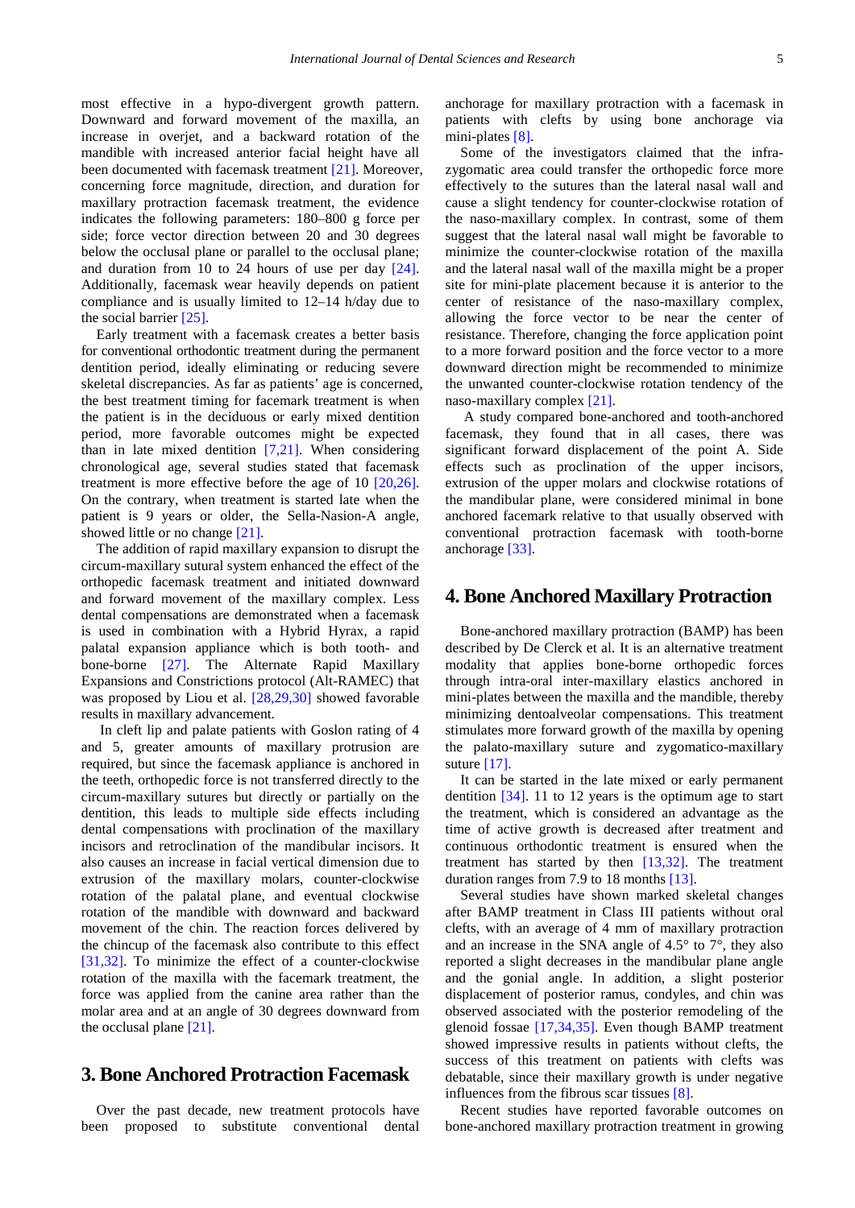most effective in a hypo-divergent growth pattern. Downward and forward movement of the maxilla, an increase in overjet, and a backward rotation of the mandible with increased anterior facial height have all been documented with facemask treatment [21]. Moreover, concerning force magnitude, direction, and duration for maxillary protraction facemask treatment, the evidence indicates the following parameters: 180–800 g force per side; force vector direction between 20 and 30 degrees below the occlusal plane or parallel to the occlusal plane; and duration from 10 to 24 hours of use per day [24]. Additionally, facemask wear heavily depends on patient compliance and is usually limited to 12–14 h/day due to the social barrier [25].

Early treatment with a facemask creates a better basis for conventional orthodontic treatment during the permanent dentition period, ideally eliminating or reducing severe skeletal discrepancies. As far as patients' age is concerned, the best treatment timing for facemark treatment is when the patient is in the deciduous or early mixed dentition period, more favorable outcomes might be expected than in late mixed dentition [7,21]. When considering chronological age, several studies stated that facemask treatment is more effective before the age of 10 [20,26]. On the contrary, when treatment is started late when the patient is 9 years or older, the Sella-Nasion-A angle, showed little or no change [21].

The addition of rapid maxillary expansion to disrupt the circum-maxillary sutural system enhanced the effect of the orthopedic facemask treatment and initiated downward and forward movement of the maxillary complex. Less dental compensations are demonstrated when a facemask is used in combination with a Hybrid Hyrax, a rapid palatal expansion appliance which is both tooth- and bone-borne [27]. The Alternate Rapid Maxillary Expansions and Constrictions protocol (Alt-RAMEC) that was proposed by Liou et al. [28,29,30] showed favorable results in maxillary advancement.

In cleft lip and palate patients with Goslon rating of 4 and 5, greater amounts of maxillary protrusion are required, but since the facemask appliance is anchored in the teeth, orthopedic force is not transferred directly to the circum-maxillary sutures but directly or partially on the dentition, this leads to multiple side effects including dental compensations with proclination of the maxillary incisors and retroclination of the mandibular incisors. It also causes an increase in facial vertical dimension due to extrusion of the maxillary molars, counter-clockwise rotation of the palatal plane, and eventual clockwise rotation of the mandible with downward and backward movement of the chin. The reaction forces delivered by the chincup of the facemask also contribute to this effect [31,32]. To minimize the effect of a counter-clockwise rotation of the maxilla with the facemark treatment, the force was applied from the canine area rather than the molar area and at an angle of 30 degrees downward from the occlusal plane [21].

## 3. Bone Anchored Protraction Facemask

Over the past decade, new treatment protocols have been proposed to substitute conventional dental anchorage for maxillary protraction with a facemask in patients with clefts by using bone anchorage via mini-plates [8].

Some of the investigators claimed that the infra-zygomatic area could transfer the orthopedic force more effectively to the sutures than the lateral nasal wall and cause a slight tendency for counter-clockwise rotation of the naso-maxillary complex. In contrast, some of them suggest that the lateral nasal wall might be favorable to minimize the counter-clockwise rotation of the maxilla and the lateral nasal wall of the maxilla might be a proper site for mini-plate placement because it is anterior to the center of resistance of the naso-maxillary complex, allowing the force vector to be near the center of resistance. Therefore, changing the force application point to a more forward position and the force vector to a more downward direction might be recommended to minimize the unwanted counter-clockwise rotation tendency of the naso-maxillary complex [21].

A study compared bone-anchored and tooth-anchored facemask, they found that in all cases, there was significant forward displacement of the point A. Side effects such as proclination of the upper incisors, extrusion of the upper molars and clockwise rotations of the mandibular plane, were considered minimal in bone anchored facemark relative to that usually observed with conventional protraction facemask with tooth-borne anchorage [33].

## 4. Bone Anchored Maxillary Protraction

Bone-anchored maxillary protraction (BAMP) has been described by De Clerck et al. It is an alternative treatment modality that applies bone-borne orthopedic forces through intra-oral inter-maxillary elastics anchored in mini-plates between the maxilla and the mandible, thereby minimizing dentoalveolar compensations. This treatment stimulates more forward growth of the maxilla by opening the palato-maxillary suture and zygomatico-maxillary suture [17].

It can be started in the late mixed or early permanent dentition [34]. 11 to 12 years is the optimum age to start the treatment, which is considered an advantage as the time of active growth is decreased after treatment and continuous orthodontic treatment is ensured when the treatment has started by then [13,32]. The treatment duration ranges from 7.9 to 18 months [13].

Several studies have shown marked skeletal changes after BAMP treatment in Class III patients without oral clefts, with an average of 4 mm of maxillary protraction and an increase in the SNA angle of 4.5° to 7°, they also reported a slight decreases in the mandibular plane angle and the gonial angle. In addition, a slight posterior displacement of posterior ramus, condyles, and chin was observed associated with the posterior remodeling of the glenoid fossae [17,34,35]. Even though BAMP treatment showed impressive results in patients without clefts, the success of this treatment on patients with clefts was debatable, since their maxillary growth is under negative influences from the fibrous scar tissues [8].

Recent studies have reported favorable outcomes on bone-anchored maxillary protraction treatment in growing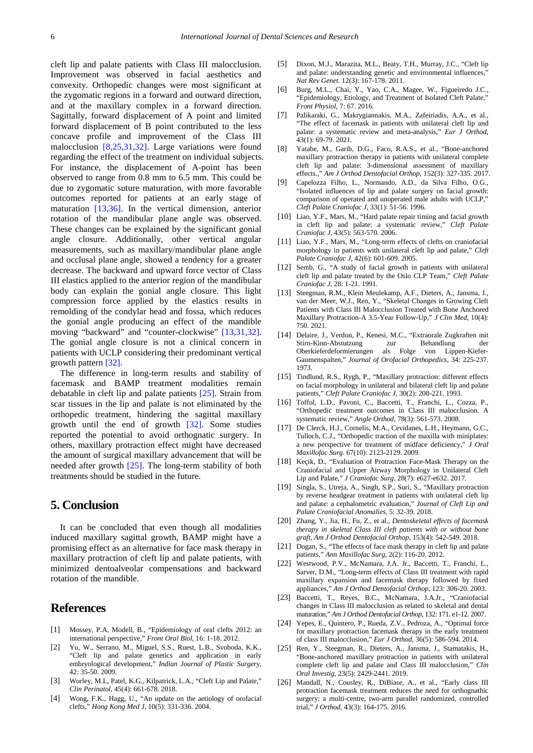cleft lip and palate patients with Class III malocclusion. Improvement was observed in facial aesthetics and convexity. Orthopedic changes were most significant at the zygomatic regions in a forward and outward direction, and at the maxillary complex in a forward direction. Sagittally, forward displacement of A point and limited forward displacement of B point contributed to the less concave profile and improvement of the Class III malocclusion [8,25,31,32]. Large variations were found regarding the effect of the treatment on individual subjects. For instance, the displacement of A-point has been observed to range from 0.8 mm to 6.5 mm. This could be due to zygomatic suture maturation, with more favorable outcomes reported for patients at an early stage of maturation [13,36]. In the vertical dimension, anterior rotation of the mandibular plane angle was observed. These changes can be explained by the significant gonial angle closure. Additionally, other vertical angular measurements, such as maxillary/mandibular plane angle and occlusal plane angle, showed a tendency for a greater decrease. The backward and upward force vector of Class III elastics applied to the anterior region of the mandibular body can explain the gonial angle closure. This light compression force applied by the elastics results in remolding of the condylar head and fossa, which reduces the gonial angle producing an effect of the mandible moving "backward" and "counter-clockwise" [13,31,32]. The gonial angle closure is not a clinical concern in patients with UCLP considering their predominant vertical growth pattern [32].

The difference in long-term results and stability of facemask and BAMP treatment modalities remain debatable in cleft lip and palate patients [25]. Strain from scar tissues in the lip and palate is not eliminated by the orthopedic treatment, hindering the sagittal maxillary growth until the end of growth [32]. Some studies reported the potential to avoid orthognatic surgery. In others, maxillary protraction effect might have decreased the amount of surgical maxillary advancement that will be needed after growth [25]. The long-term stability of both treatments should be studied in the future.

## 5. Conclusion

It can be concluded that even though all modalities induced maxillary sagittal growth, BAMP might have a promising effect as an alternative for face mask therapy in maxillary protraction of cleft lip and palate patients, with minimized dentoalveolar compensations and backward rotation of the mandible.

## References

[1] Mossey, P.A, Modell, B., "Epidemiology of oral clefts 2012: an international perspective," *Front Oral Biol*, 16: 1-18. 2012.

[2] Yu, W., Serrano, M., Miguel, S.S., Ruest, L.B., Svoboda, K.K., "Cleft lip and palate genetics and application in early embryological development," *Indian Journal of Plastic Surgery*, 42: 35-50. 2009.

[3] Worley, M.L, Patel, K.G., Kilpatrick, L.A., "Cleft Lip and Palate," *Clin Perinatol*, 45(4): 661-678. 2018.

[4] Wong, F.K., Hagg, U., "An update on the aetiology of orofacial clefts," *Hong Kong Med J*, 10(5): 331-336. 2004.

[5] Dixon, M.J., Marazita, M.L., Beaty, T.H., Murray, J.C., "Cleft lip and palate: understanding genetic and environmental influences," *Nat Rev Genet*. 12(3): 167-178. 2011.

[6] Burg, M.L., Chai, Y., Yao, C.A., Magee, W., Figueiredo J.C., "Epidemiology, Etiology, and Treatment of Isolated Cleft Palate," *Front Physiol*, 7: 67. 2016.

[7] Palikaraki, G., Makrygiannakis, M.A., Zafeiriadis, A.A., et al., "The effect of facemask in patients with unilateral cleft lip and palate: a systematic review and meta-analysis," *Eur J Orthod*, 43(1): 69-79. 2021.

[8] Yatabe, M., Garib, D.G., Faco, R.A.S., et al., "Bone-anchored maxillary protraction therapy in patients with unilateral complete cleft lip and palate: 3-dimensional assessment of maxillary effects.," *Am J Orthod Dentofacial Orthop*, 152(3): 327-335. 2017.

[9] Capelozza Filho, L., Normando, A.D., da Silva Filho, O.G., "Isolated influences of lip and palate surgery on facial growth: comparison of operated and unoperated male adults with UCLP," *Cleft Palate Craniofac J*, 33(1): 51-56. 1996.

[10] Liao, Y.F., Mars, M., "Hard palate repair timing and facial growth in cleft lip and palate: a systematic review," *Cleft Palate Craniofac J*, 43(5): 563-570. 2006.

[11] Liao, Y.F., Mars, M., "Long-term effects of clefts on craniofacial morphology in patients with unilateral cleft lip and palate," *Cleft Palate Craniofac J*, 42(6): 601-609. 2005.

[12] Semb, G., "A study of facial growth in patients with unilateral cleft lip and palate treated by the Oslo CLP Team," *Cleft Palate Craniofac J*, 28: 1-21. 1991.

[13] Steegman, R.M., Klein Meulekamp, A.F., Dieters, A., Jansma, J., van der Meer, W.J., Ren, Y., "Skeletal Changes in Growing Cleft Patients with Class III Malocclusion Treated with Bone Anchored Maxillary Protraction-A 3.5-Year Follow-Up," *J Clin Med*, 10(4): 750. 2021.

[14] Delaire, J., Verdon, P., Kenesi, M.C., "Extraorale Zugkraften mit Stirn-Kinn-Abstutzung zur Behandlung der Oberkieferdeformierungen als Folge von Lippen-Kiefer-Gaumenspalten," *Journal of Orofacial Orthopedics*, 34: 225-237. 1973.

[15] Tindlund, R.S., Rygh, P., "Maxillary protraction: different effects on facial morphology in unilateral and bilateral cleft lip and palate patients," *Cleft Palate Craniofac J*, 30(2): 208-221. 1993.

[16] Toffol, L.D., Pavoni, C., Baccetti, T., Franchi, L., Cozza, P., "Orthopedic treatment outcomes in Class III malocclusion. A systematic review," *Angle Orthod*, 78(3): 561-573. 2008.

[17] De Clerck, H.J., Cornelis, M.A., Cevidanes, L.H., Heymann, G.C., Tulloch, C.J., "Orthopedic traction of the maxilla with miniplates: a new perspective for treatment of midface deficiency," *J Oral Maxillofac Surg*. 67(10): 2123-2129. 2009.

[18] Keçik, D., "Evaluation of Protraction Face-Mask Therapy on the Craniofacial and Upper Airway Morphology in Unilateral Cleft Lip and Palate," *J Craniofac Surg*. 28(7): e627-e632. 2017.

[19] Singla, S., Utreja, A., Singh, S.P., Suri, S., "Maxillary protraction by reverse headgear treatment in patients with unilateral cleft lip and palate: a cephalometric evaluation," *Journal of Cleft Lip and Palate Craniofacial Anomalies*, 5: 32-39. 2018.

[20] Zhang, Y., Jia, H., Fu, Z., et al., *Dentoskeletal effects of facemask therapy in skeletal Class III cleft patients with or without bone graft, Am J Orthod Dentofacial Orthop*, 153(4): 542-549. 2018.

[21] Dogan, S., "The effects of face mask therapy in cleft lip and palate patients," *Ann Maxillofac Surg*, 2(2): 116-20. 2012.

[22] Westwood, P.V., McNamara, J.A. Jr., Baccetti, T., Franchi, L., Sarver, D.M., "Long-term effects of Class III treatment with rapid maxillary expansion and facemask therapy followed by fixed appliances," *Am J Orthod Dentofacial Orthop*, 123: 306-20. 2003.

[23] Baccetti, T., Reyes, B.C., McNamara, J.A.Jr., "Craniofacial changes in Class III malocclusion as related to skeletal and dental maturation," *Am J Orthod Dentofacial Orthop*, 132: 171. e1-12. 2007.

[24] Yepes, E., Quintero, P., Rueda, Z.V., Pedroza, A., "Optimal force for maxillary protraction facemask therapy in the early treatment of class III malocclusion," *Eur J Orthod*, 36(5): 586-594. 2014.

[25] Ren, Y., Steegman, R., Dieters, A., Jansma, J., Stamatakis, H., "Bone-anchored maxillary protraction in patients with unilateral complete cleft lip and palate and Class III malocclusion," *Clin Oral Investig*, 23(5): 2429-2441. 2019.

[26] Mandall, N., Cousley, R., DiBiase, A., et al., "Early class III protraction facemask treatment reduces the need for orthognathic surgery: a multi-centre, two-arm parallel randomized, controlled trial," *J Orthod*, 43(3): 164-175. 2016.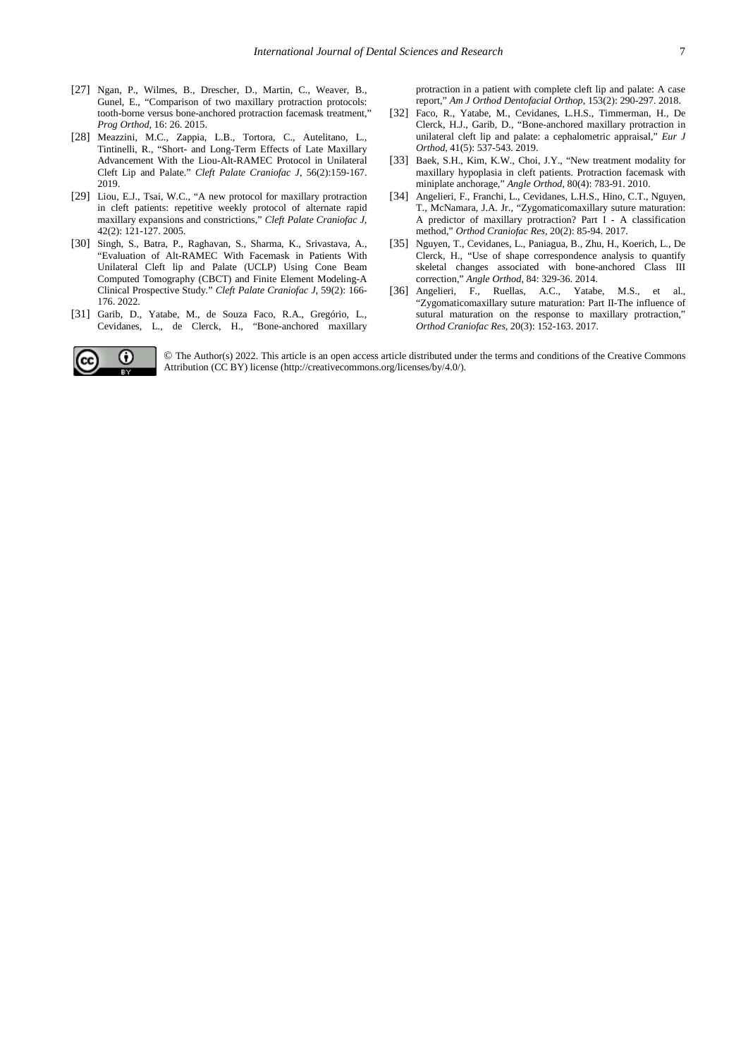[27] Ngan, P., Wilmes, B., Drescher, D., Martin, C., Weaver, B., Gunel, E., "Comparison of two maxillary protraction protocols: tooth-borne versus bone-anchored protraction facemask treatment," *Prog Orthod*, 16: 26. 2015.

[28] Meazzini, M.C., Zappia, L.B., Tortora, C., Autelitano, L., Tintinelli, R., "Short- and Long-Term Effects of Late Maxillary Advancement With the Liou-Alt-RAMEC Protocol in Unilateral Cleft Lip and Palate." *Cleft Palate Craniofac J*, 56(2):159-167. 2019.

[29] Liou, E.J., Tsai, W.C., "A new protocol for maxillary protraction in cleft patients: repetitive weekly protocol of alternate rapid maxillary expansions and constrictions," *Cleft Palate Craniofac J*, 42(2): 121-127. 2005.

[30] Singh, S., Batra, P., Raghavan, S., Sharma, K., Srivastava, A., "Evaluation of Alt-RAMEC With Facemask in Patients With Unilateral Cleft lip and Palate (UCLP) Using Cone Beam Computed Tomography (CBCT) and Finite Element Modeling-A Clinical Prospective Study." *Cleft Palate Craniofac J*, 59(2): 166-176. 2022.

[31] Garib, D., Yatabe, M., de Souza Faco, R.A., Gregório, L., Cevidanes, L., de Clerck, H., "Bone-anchored maxillary protraction in a patient with complete cleft lip and palate: A case report," *Am J Orthod Dentofacial Orthop*, 153(2): 290-297. 2018.

[32] Faco, R., Yatabe, M., Cevidanes, L.H.S., Timmerman, H., De Clerck, H.J., Garib, D., "Bone-anchored maxillary protraction in unilateral cleft lip and palate: a cephalometric appraisal," *Eur J Orthod*, 41(5): 537-543. 2019.

[33] Baek, S.H., Kim, K.W., Choi, J.Y., "New treatment modality for maxillary hypoplasia in cleft patients. Protraction facemask with miniplate anchorage," *Angle Orthod*, 80(4): 783-91. 2010.

[34] Angelieri, F., Franchi, L., Cevidanes, L.H.S., Hino, C.T., Nguyen, T., McNamara, J.A. Jr., "Zygomaticomaxillary suture maturation: A predictor of maxillary protraction? Part I - A classification method," *Orthod Craniofac Res*, 20(2): 85-94. 2017.

[35] Nguyen, T., Cevidanes, L., Paniagua, B., Zhu, H., Koerich, L., De Clerck, H., "Use of shape correspondence analysis to quantify skeletal changes associated with bone-anchored Class III correction," *Angle Orthod*, 84: 329-36. 2014.

[36] Angelieri, F., Ruellas, A.C., Yatabe, M.S., et al., "Zygomaticomaxillary suture maturation: Part II-The influence of sutural maturation on the response to maxillary protraction," *Orthod Craniofac Res*, 20(3): 152-163. 2017.

© The Author(s) 2022. This article is an open access article distributed under the terms and conditions of the Creative Commons Attribution (CC BY) license (http://creativecommons.org/licenses/by/4.0/).